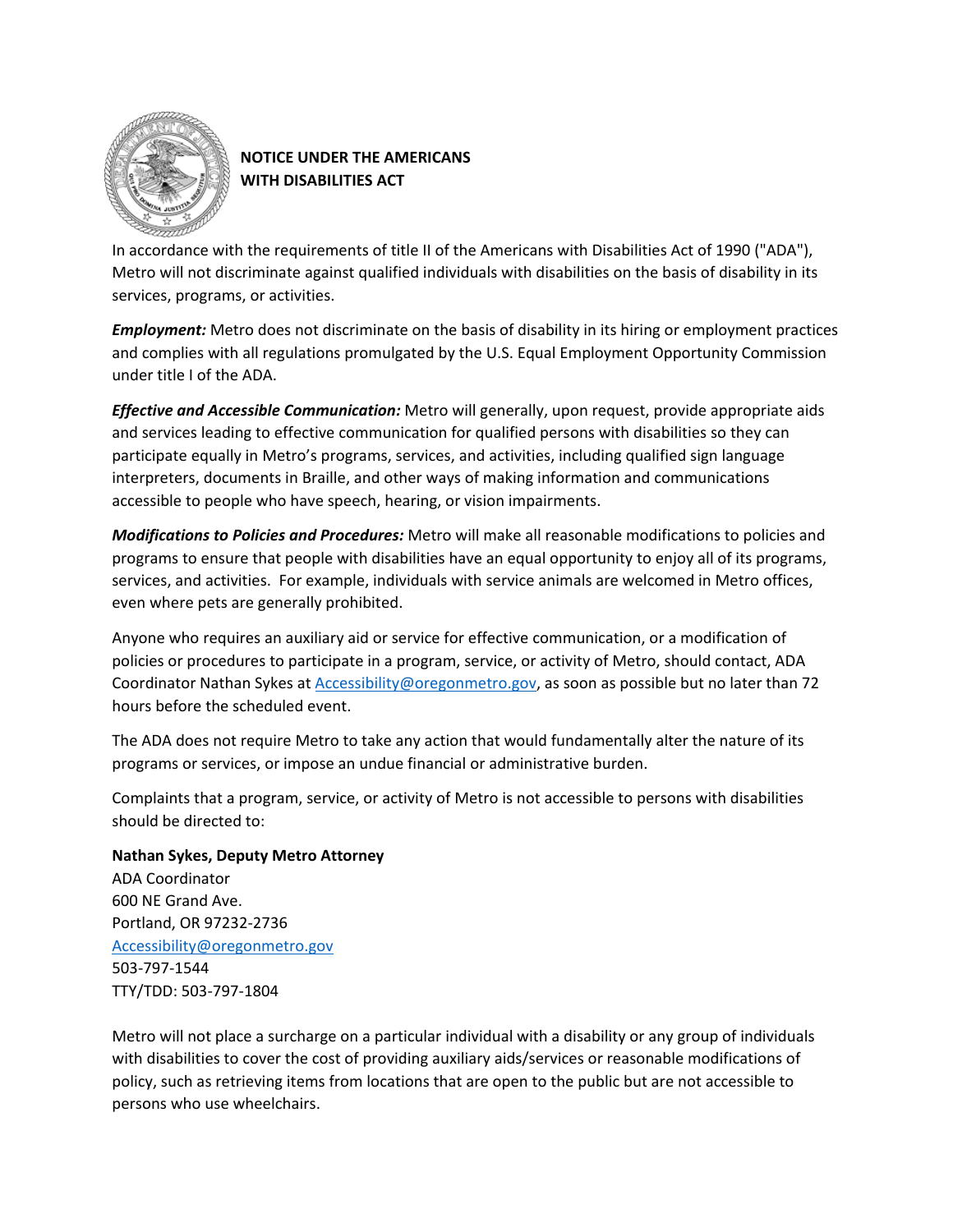# NOTICE UNDER THE AMERICANS WITH DISABILITIES ACT

In accordance with the requirements of title II of the Americans with Disabilities Act of 1990 ("ADA"), Metro will not discriminate against qualified individuals with disabilities on the basis of disability in its services, programs, or activities.

***Employment:*** Metro does not discriminate on the basis of disability in its hiring or employment practices and complies with all regulations promulgated by the U.S. Equal Employment Opportunity Commission under title I of the ADA.

***Effective and Accessible Communication:*** Metro will generally, upon request, provide appropriate aids and services leading to effective communication for qualified persons with disabilities so they can participate equally in Metro's programs, services, and activities, including qualified sign language interpreters, documents in Braille, and other ways of making information and communications accessible to people who have speech, hearing, or vision impairments.

***Modifications to Policies and Procedures:*** Metro will make all reasonable modifications to policies and programs to ensure that people with disabilities have an equal opportunity to enjoy all of its programs, services, and activities. For example, individuals with service animals are welcomed in Metro offices, even where pets are generally prohibited.

Anyone who requires an auxiliary aid or service for effective communication, or a modification of policies or procedures to participate in a program, service, or activity of Metro, should contact, ADA Coordinator Nathan Sykes at Accessibility@oregonmetro.gov, as soon as possible but no later than 72 hours before the scheduled event.

The ADA does not require Metro to take any action that would fundamentally alter the nature of its programs or services, or impose an undue financial or administrative burden.

Complaints that a program, service, or activity of Metro is not accessible to persons with disabilities should be directed to:

**Nathan Sykes, Deputy Metro Attorney**
ADA Coordinator
600 NE Grand Ave.
Portland, OR 97232-2736
Accessibility@oregonmetro.gov
503-797-1544
TTY/TDD: 503-797-1804

Metro will not place a surcharge on a particular individual with a disability or any group of individuals with disabilities to cover the cost of providing auxiliary aids/services or reasonable modifications of policy, such as retrieving items from locations that are open to the public but are not accessible to persons who use wheelchairs.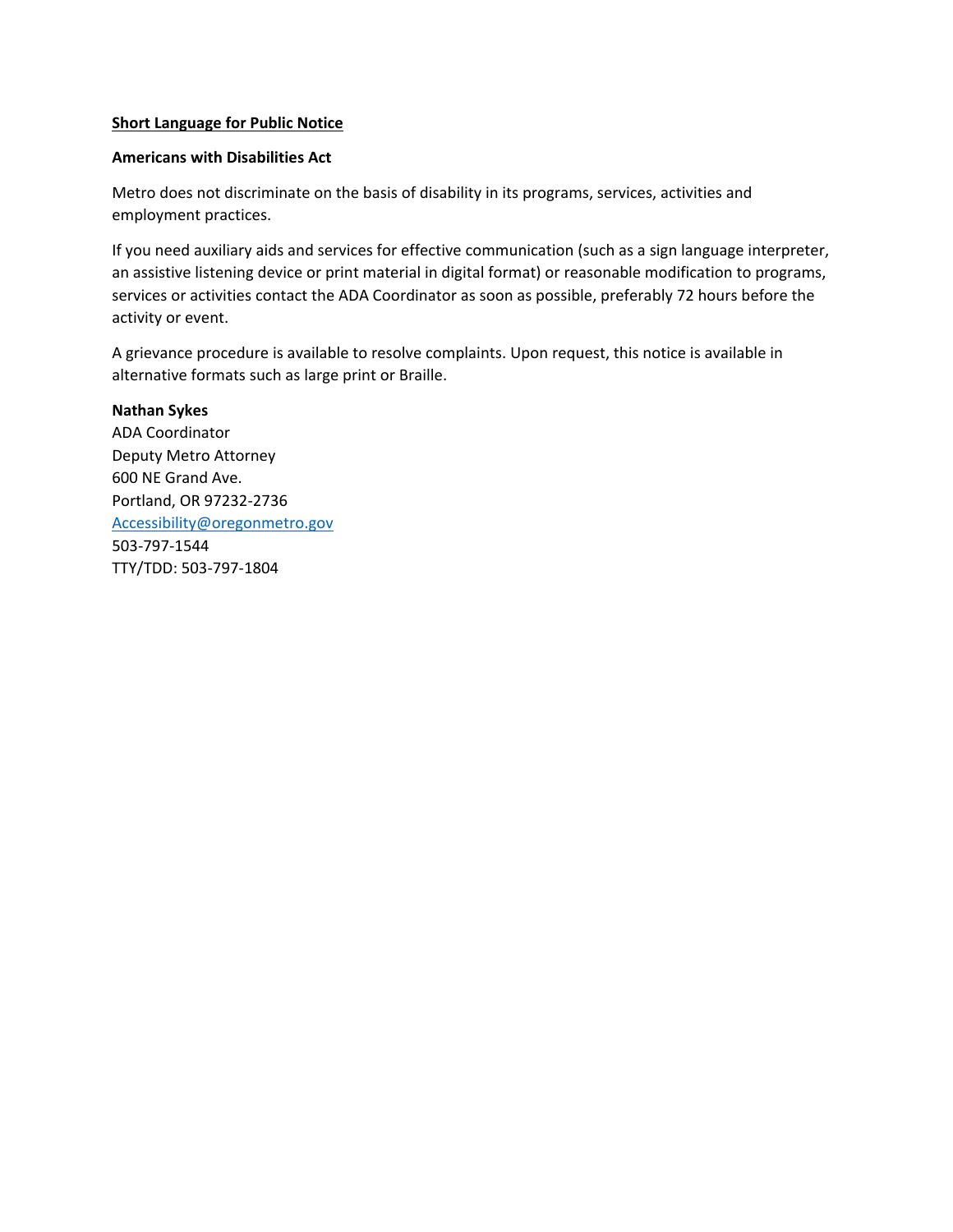**Short Language for Public Notice**

**Americans with Disabilities Act**

Metro does not discriminate on the basis of disability in its programs, services, activities and employment practices.

If you need auxiliary aids and services for effective communication (such as a sign language interpreter, an assistive listening device or print material in digital format) or reasonable modification to programs, services or activities contact the ADA Coordinator as soon as possible, preferably 72 hours before the activity or event.

A grievance procedure is available to resolve complaints. Upon request, this notice is available in alternative formats such as large print or Braille.

**Nathan Sykes**
ADA Coordinator
Deputy Metro Attorney
600 NE Grand Ave.
Portland, OR 97232-2736
Accessibility@oregonmetro.gov
503-797-1544
TTY/TDD: 503-797-1804